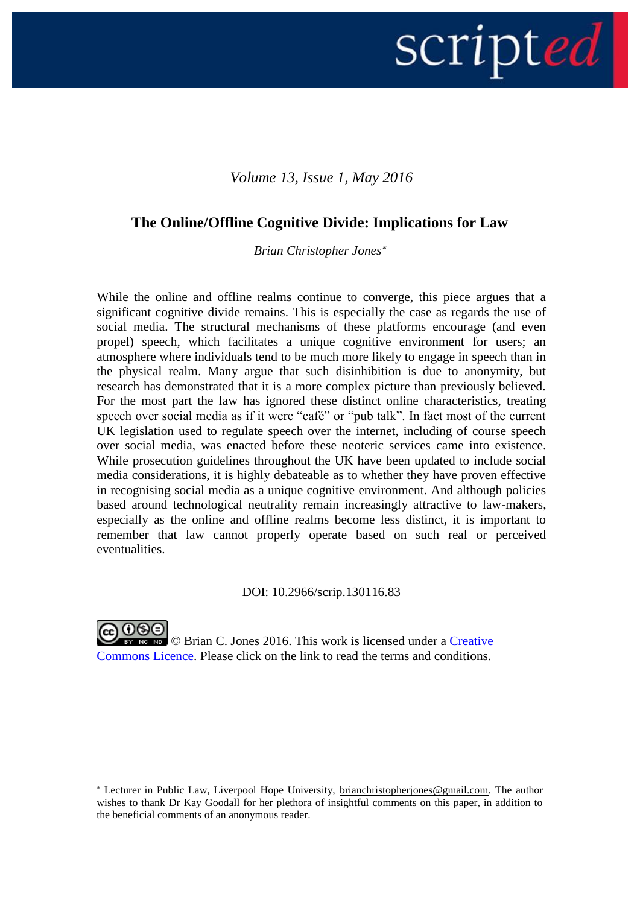*Volume 13, Issue 1, May 2016*

# The Online/Offline Cognitive Divide: Implications for Law

*Brian Christopher Jones*[*]

While the online and offline realms continue to converge, this piece argues that a significant cognitive divide remains. This is especially the case as regards the use of social media. The structural mechanisms of these platforms encourage (and even propel) speech, which facilitates a unique cognitive environment for users; an atmosphere where individuals tend to be much more likely to engage in speech than in the physical realm. Many argue that such disinhibition is due to anonymity, but research has demonstrated that it is a more complex picture than previously believed. For the most part the law has ignored these distinct online characteristics, treating speech over social media as if it were "café" or "pub talk". In fact most of the current UK legislation used to regulate speech over the internet, including of course speech over social media, was enacted before these neoteric services came into existence. While prosecution guidelines throughout the UK have been updated to include social media considerations, it is highly debateable as to whether they have proven effective in recognising social media as a unique cognitive environment. And although policies based around technological neutrality remain increasingly attractive to law-makers, especially as the online and offline realms become less distinct, it is important to remember that law cannot properly operate based on such real or perceived eventualities.

DOI: 10.2966/scrip.130116.83

© Brian C. Jones 2016. This work is licensed under a Creative Commons Licence. Please click on the link to read the terms and conditions.

---

[*] Lecturer in Public Law, Liverpool Hope University, brianchristopherjones@gmail.com. The author wishes to thank Dr Kay Goodall for her plethora of insightful comments on this paper, in addition to the beneficial comments of an anonymous reader.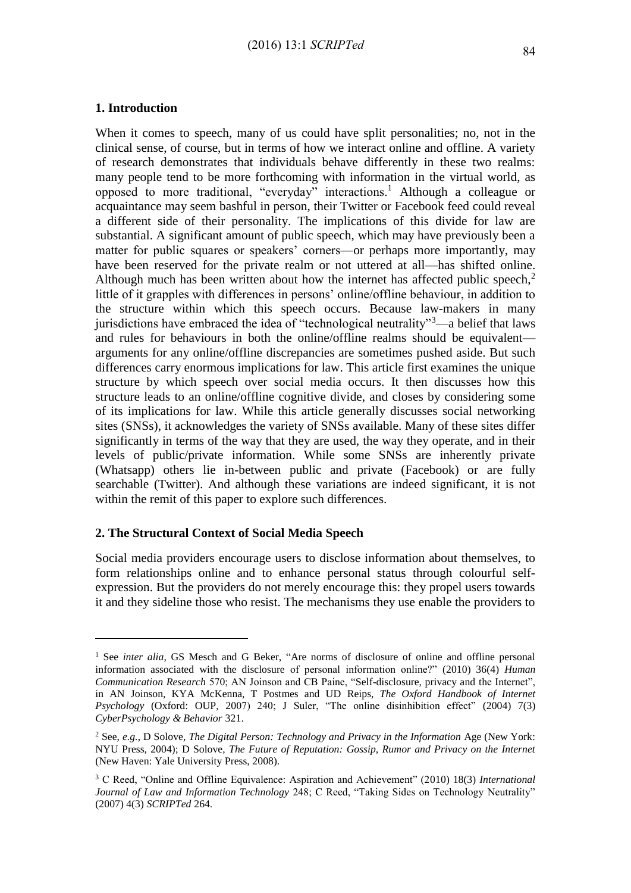## 1. Introduction

When it comes to speech, many of us could have split personalities; no, not in the clinical sense, of course, but in terms of how we interact online and offline. A variety of research demonstrates that individuals behave differently in these two realms: many people tend to be more forthcoming with information in the virtual world, as opposed to more traditional, "everyday" interactions.[1] Although a colleague or acquaintance may seem bashful in person, their Twitter or Facebook feed could reveal a different side of their personality. The implications of this divide for law are substantial. A significant amount of public speech, which may have previously been a matter for public squares or speakers' corners—or perhaps more importantly, may have been reserved for the private realm or not uttered at all—has shifted online. Although much has been written about how the internet has affected public speech,[2] little of it grapples with differences in persons' online/offline behaviour, in addition to the structure within which this speech occurs. Because law-makers in many jurisdictions have embraced the idea of "technological neutrality"[3]—a belief that laws and rules for behaviours in both the online/offline realms should be equivalent—arguments for any online/offline discrepancies are sometimes pushed aside. But such differences carry enormous implications for law. This article first examines the unique structure by which speech over social media occurs. It then discusses how this structure leads to an online/offline cognitive divide, and closes by considering some of its implications for law. While this article generally discusses social networking sites (SNSs), it acknowledges the variety of SNSs available. Many of these sites differ significantly in terms of the way that they are used, the way they operate, and in their levels of public/private information. While some SNSs are inherently private (Whatsapp) others lie in-between public and private (Facebook) or are fully searchable (Twitter). And although these variations are indeed significant, it is not within the remit of this paper to explore such differences.

## 2. The Structural Context of Social Media Speech

Social media providers encourage users to disclose information about themselves, to form relationships online and to enhance personal status through colourful self-expression. But the providers do not merely encourage this: they propel users towards it and they sideline those who resist. The mechanisms they use enable the providers to

---

[1] See *inter alia*, GS Mesch and G Beker, "Are norms of disclosure of online and offline personal information associated with the disclosure of personal information online?" (2010) 36(4) *Human Communication Research* 570; AN Joinson and CB Paine, "Self-disclosure, privacy and the Internet", in AN Joinson, KYA McKenna, T Postmes and UD Reips, *The Oxford Handbook of Internet Psychology* (Oxford: OUP, 2007) 240; J Suler, "The online disinhibition effect" (2004) 7(3) *CyberPsychology & Behavior* 321.

[2] See, *e.g.*, D Solove, *The Digital Person: Technology and Privacy in the Information* Age (New York: NYU Press, 2004); D Solove, *The Future of Reputation: Gossip, Rumor and Privacy on the Internet* (New Haven: Yale University Press, 2008).

[3] C Reed, "Online and Offline Equivalence: Aspiration and Achievement" (2010) 18(3) *International Journal of Law and Information Technology* 248; C Reed, "Taking Sides on Technology Neutrality" (2007) 4(3) *SCRIPTed* 264.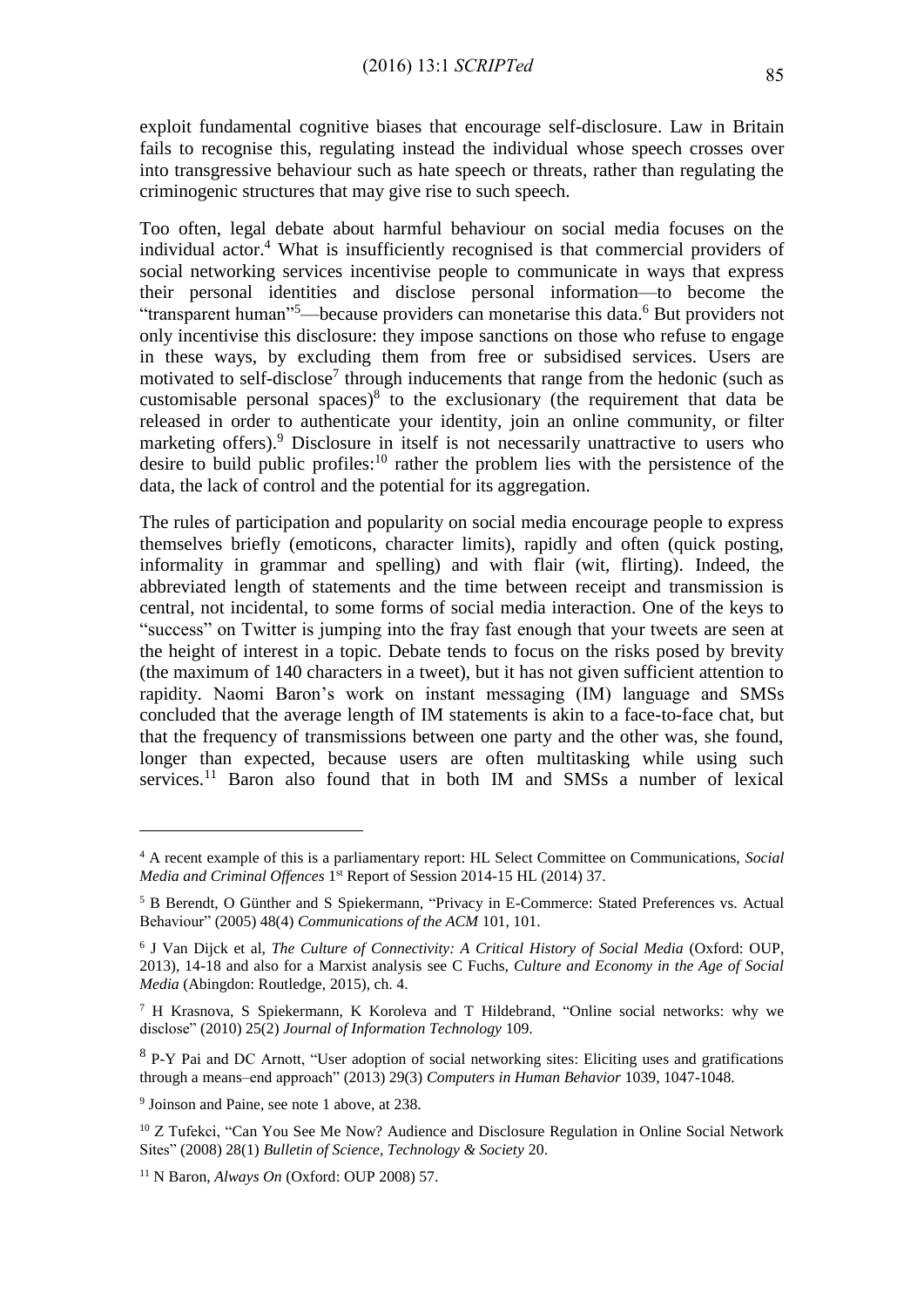exploit fundamental cognitive biases that encourage self-disclosure. Law in Britain fails to recognise this, regulating instead the individual whose speech crosses over into transgressive behaviour such as hate speech or threats, rather than regulating the criminogenic structures that may give rise to such speech.

Too often, legal debate about harmful behaviour on social media focuses on the individual actor.[4] What is insufficiently recognised is that commercial providers of social networking services incentivise people to communicate in ways that express their personal identities and disclose personal information—to become the "transparent human"[5]—because providers can monetarise this data.[6] But providers not only incentivise this disclosure: they impose sanctions on those who refuse to engage in these ways, by excluding them from free or subsidised services. Users are motivated to self-disclose[7] through inducements that range from the hedonic (such as customisable personal spaces)[8] to the exclusionary (the requirement that data be released in order to authenticate your identity, join an online community, or filter marketing offers).[9] Disclosure in itself is not necessarily unattractive to users who desire to build public profiles:[10] rather the problem lies with the persistence of the data, the lack of control and the potential for its aggregation.

The rules of participation and popularity on social media encourage people to express themselves briefly (emoticons, character limits), rapidly and often (quick posting, informality in grammar and spelling) and with flair (wit, flirting). Indeed, the abbreviated length of statements and the time between receipt and transmission is central, not incidental, to some forms of social media interaction. One of the keys to "success" on Twitter is jumping into the fray fast enough that your tweets are seen at the height of interest in a topic. Debate tends to focus on the risks posed by brevity (the maximum of 140 characters in a tweet), but it has not given sufficient attention to rapidity. Naomi Baron's work on instant messaging (IM) language and SMSs concluded that the average length of IM statements is akin to a face-to-face chat, but that the frequency of transmissions between one party and the other was, she found, longer than expected, because users are often multitasking while using such services.[11] Baron also found that in both IM and SMSs a number of lexical

---

[4] A recent example of this is a parliamentary report: HL Select Committee on Communications, *Social Media and Criminal Offences* 1st Report of Session 2014-15 HL (2014) 37.

[5] B Berendt, O Günther and S Spiekermann, "Privacy in E-Commerce: Stated Preferences vs. Actual Behaviour" (2005) 48(4) *Communications of the ACM* 101, 101.

[6] J Van Dijck et al, *The Culture of Connectivity: A Critical History of Social Media* (Oxford: OUP, 2013), 14-18 and also for a Marxist analysis see C Fuchs, *Culture and Economy in the Age of Social Media* (Abingdon: Routledge, 2015), ch. 4.

[7] H Krasnova, S Spiekermann, K Koroleva and T Hildebrand, "Online social networks: why we disclose" (2010) 25(2) *Journal of Information Technology* 109.

[8] P-Y Pai and DC Arnott, "User adoption of social networking sites: Eliciting uses and gratifications through a means–end approach" (2013) 29(3) *Computers in Human Behavior* 1039, 1047-1048.

[9] Joinson and Paine, see note 1 above, at 238.

[10] Z Tufekci, "Can You See Me Now? Audience and Disclosure Regulation in Online Social Network Sites" (2008) 28(1) *Bulletin of Science, Technology & Society* 20.

[11] N Baron, *Always On* (Oxford: OUP 2008) 57.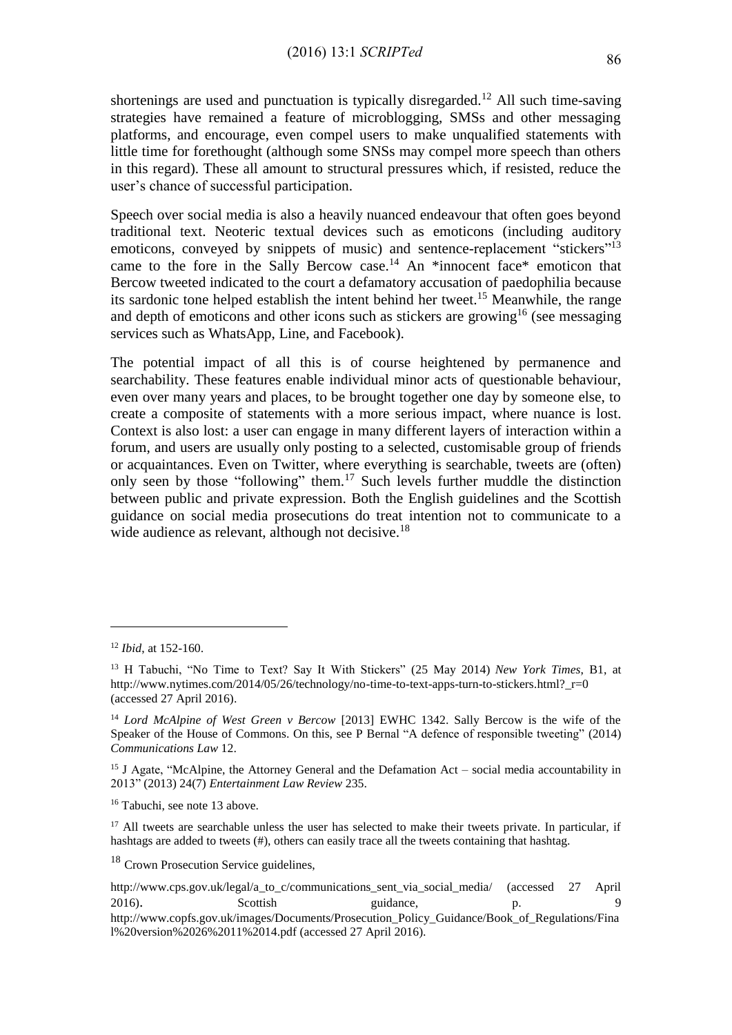shortenings are used and punctuation is typically disregarded.[12] All such time-saving strategies have remained a feature of microblogging, SMSs and other messaging platforms, and encourage, even compel users to make unqualified statements with little time for forethought (although some SNSs may compel more speech than others in this regard). These all amount to structural pressures which, if resisted, reduce the user's chance of successful participation.

Speech over social media is also a heavily nuanced endeavour that often goes beyond traditional text. Neoteric textual devices such as emoticons (including auditory emoticons, conveyed by snippets of music) and sentence-replacement "stickers"[13] came to the fore in the Sally Bercow case.[14] An *innocent face* emoticon that Bercow tweeted indicated to the court a defamatory accusation of paedophilia because its sardonic tone helped establish the intent behind her tweet.[15] Meanwhile, the range and depth of emoticons and other icons such as stickers are growing[16] (see messaging services such as WhatsApp, Line, and Facebook).

The potential impact of all this is of course heightened by permanence and searchability. These features enable individual minor acts of questionable behaviour, even over many years and places, to be brought together one day by someone else, to create a composite of statements with a more serious impact, where nuance is lost. Context is also lost: a user can engage in many different layers of interaction within a forum, and users are usually only posting to a selected, customisable group of friends or acquaintances. Even on Twitter, where everything is searchable, tweets are (often) only seen by those "following" them.[17] Such levels further muddle the distinction between public and private expression. Both the English guidelines and the Scottish guidance on social media prosecutions do treat intention not to communicate to a wide audience as relevant, although not decisive.[18]

---

[12] *Ibid*, at 152-160.

[13] H Tabuchi, "No Time to Text? Say It With Stickers" (25 May 2014) *New York Times*, B1, at http://www.nytimes.com/2014/05/26/technology/no-time-to-text-apps-turn-to-stickers.html?_r=0 (accessed 27 April 2016).

[14] *Lord McAlpine of West Green v Bercow* [2013] EWHC 1342. Sally Bercow is the wife of the Speaker of the House of Commons. On this, see P Bernal "A defence of responsible tweeting" (2014) *Communications Law* 12.

[15] J Agate, "McAlpine, the Attorney General and the Defamation Act – social media accountability in 2013" (2013) 24(7) *Entertainment Law Review* 235.

[16] Tabuchi, see note 13 above.

[17] All tweets are searchable unless the user has selected to make their tweets private. In particular, if hashtags are added to tweets (#), others can easily trace all the tweets containing that hashtag.

[18] Crown Prosecution Service guidelines,

http://www.cps.gov.uk/legal/a_to_c/communications_sent_via_social_media/ (accessed 27 April 2016). Scottish guidance, p. 9 http://www.copfs.gov.uk/images/Documents/Prosecution_Policy_Guidance/Book_of_Regulations/Final%20version%2026%2011%2014.pdf (accessed 27 April 2016).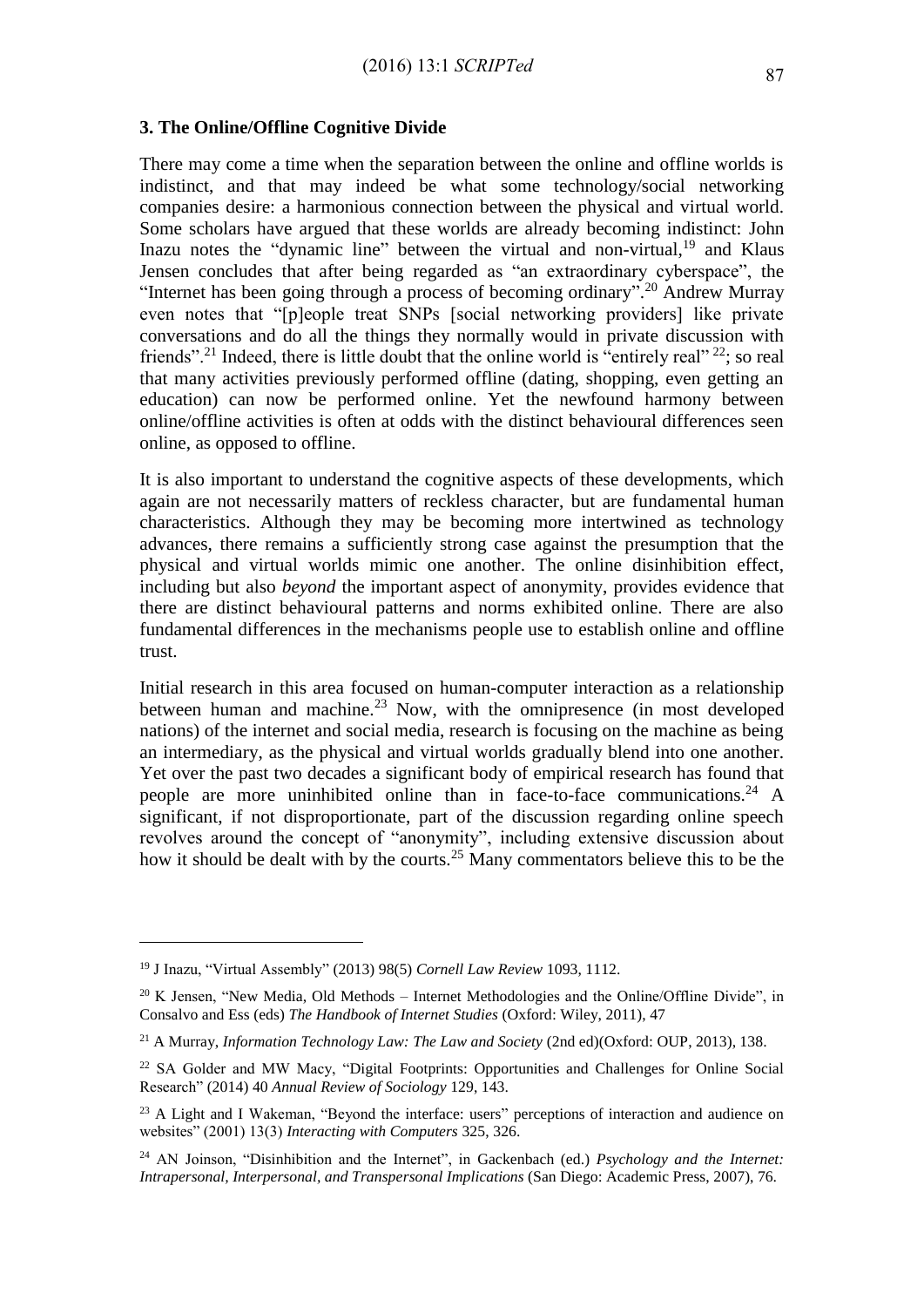### 3. The Online/Offline Cognitive Divide

There may come a time when the separation between the online and offline worlds is indistinct, and that may indeed be what some technology/social networking companies desire: a harmonious connection between the physical and virtual world. Some scholars have argued that these worlds are already becoming indistinct: John Inazu notes the "dynamic line" between the virtual and non-virtual,[19] and Klaus Jensen concludes that after being regarded as "an extraordinary cyberspace", the "Internet has been going through a process of becoming ordinary".[20] Andrew Murray even notes that "[p]eople treat SNPs [social networking providers] like private conversations and do all the things they normally would in private discussion with friends".[21] Indeed, there is little doubt that the online world is "entirely real" [22]; so real that many activities previously performed offline (dating, shopping, even getting an education) can now be performed online. Yet the newfound harmony between online/offline activities is often at odds with the distinct behavioural differences seen online, as opposed to offline.

It is also important to understand the cognitive aspects of these developments, which again are not necessarily matters of reckless character, but are fundamental human characteristics. Although they may be becoming more intertwined as technology advances, there remains a sufficiently strong case against the presumption that the physical and virtual worlds mimic one another. The online disinhibition effect, including but also *beyond* the important aspect of anonymity, provides evidence that there are distinct behavioural patterns and norms exhibited online. There are also fundamental differences in the mechanisms people use to establish online and offline trust.

Initial research in this area focused on human-computer interaction as a relationship between human and machine.[23] Now, with the omnipresence (in most developed nations) of the internet and social media, research is focusing on the machine as being an intermediary, as the physical and virtual worlds gradually blend into one another. Yet over the past two decades a significant body of empirical research has found that people are more uninhibited online than in face-to-face communications.[24] A significant, if not disproportionate, part of the discussion regarding online speech revolves around the concept of "anonymity", including extensive discussion about how it should be dealt with by the courts.[25] Many commentators believe this to be the

---

[19] J Inazu, "Virtual Assembly" (2013) 98(5) *Cornell Law Review* 1093, 1112.

[20] K Jensen, "New Media, Old Methods – Internet Methodologies and the Online/Offline Divide", in Consalvo and Ess (eds) *The Handbook of Internet Studies* (Oxford: Wiley, 2011), 47

[21] A Murray, *Information Technology Law: The Law and Society* (2nd ed)(Oxford: OUP, 2013), 138.

[22] SA Golder and MW Macy, "Digital Footprints: Opportunities and Challenges for Online Social Research" (2014) 40 *Annual Review of Sociology* 129, 143.

[23] A Light and I Wakeman, "Beyond the interface: users" perceptions of interaction and audience on websites" (2001) 13(3) *Interacting with Computers* 325, 326.

[24] AN Joinson, "Disinhibition and the Internet", in Gackenbach (ed.) *Psychology and the Internet: Intrapersonal, Interpersonal, and Transpersonal Implications* (San Diego: Academic Press, 2007), 76.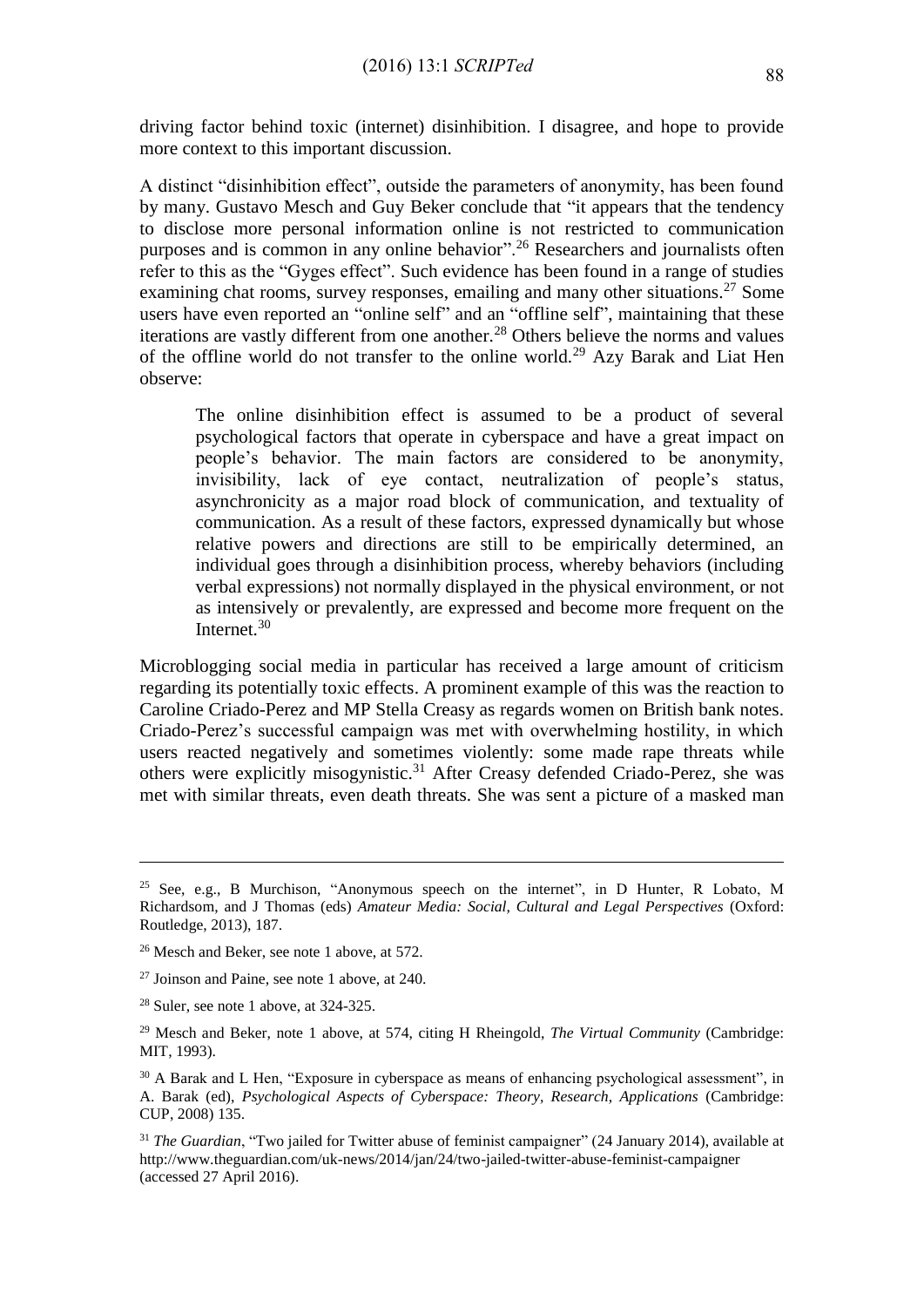driving factor behind toxic (internet) disinhibition. I disagree, and hope to provide more context to this important discussion.

A distinct "disinhibition effect", outside the parameters of anonymity, has been found by many. Gustavo Mesch and Guy Beker conclude that "it appears that the tendency to disclose more personal information online is not restricted to communication purposes and is common in any online behavior".[26] Researchers and journalists often refer to this as the "Gyges effect". Such evidence has been found in a range of studies examining chat rooms, survey responses, emailing and many other situations.[27] Some users have even reported an "online self" and an "offline self", maintaining that these iterations are vastly different from one another.[28] Others believe the norms and values of the offline world do not transfer to the online world.[29] Azy Barak and Liat Hen observe:

> The online disinhibition effect is assumed to be a product of several psychological factors that operate in cyberspace and have a great impact on people's behavior. The main factors are considered to be anonymity, invisibility, lack of eye contact, neutralization of people's status, asynchronicity as a major road block of communication, and textuality of communication. As a result of these factors, expressed dynamically but whose relative powers and directions are still to be empirically determined, an individual goes through a disinhibition process, whereby behaviors (including verbal expressions) not normally displayed in the physical environment, or not as intensively or prevalently, are expressed and become more frequent on the Internet.[30]

Microblogging social media in particular has received a large amount of criticism regarding its potentially toxic effects. A prominent example of this was the reaction to Caroline Criado-Perez and MP Stella Creasy as regards women on British bank notes. Criado-Perez's successful campaign was met with overwhelming hostility, in which users reacted negatively and sometimes violently: some made rape threats while others were explicitly misogynistic.[31] After Creasy defended Criado-Perez, she was met with similar threats, even death threats. She was sent a picture of a masked man

---

[25] See, e.g., B Murchison, "Anonymous speech on the internet", in D Hunter, R Lobato, M Richardsom, and J Thomas (eds) *Amateur Media: Social, Cultural and Legal Perspectives* (Oxford: Routledge, 2013), 187.

[26] Mesch and Beker, see note 1 above, at 572.

[27] Joinson and Paine, see note 1 above, at 240.

[28] Suler, see note 1 above, at 324-325.

[29] Mesch and Beker, note 1 above, at 574, citing H Rheingold, *The Virtual Community* (Cambridge: MIT, 1993).

[30] A Barak and L Hen, "Exposure in cyberspace as means of enhancing psychological assessment", in A. Barak (ed), *Psychological Aspects of Cyberspace: Theory, Research, Applications* (Cambridge: CUP, 2008) 135.

[31] *The Guardian*, "Two jailed for Twitter abuse of feminist campaigner" (24 January 2014), available at http://www.theguardian.com/uk-news/2014/jan/24/two-jailed-twitter-abuse-feminist-campaigner (accessed 27 April 2016).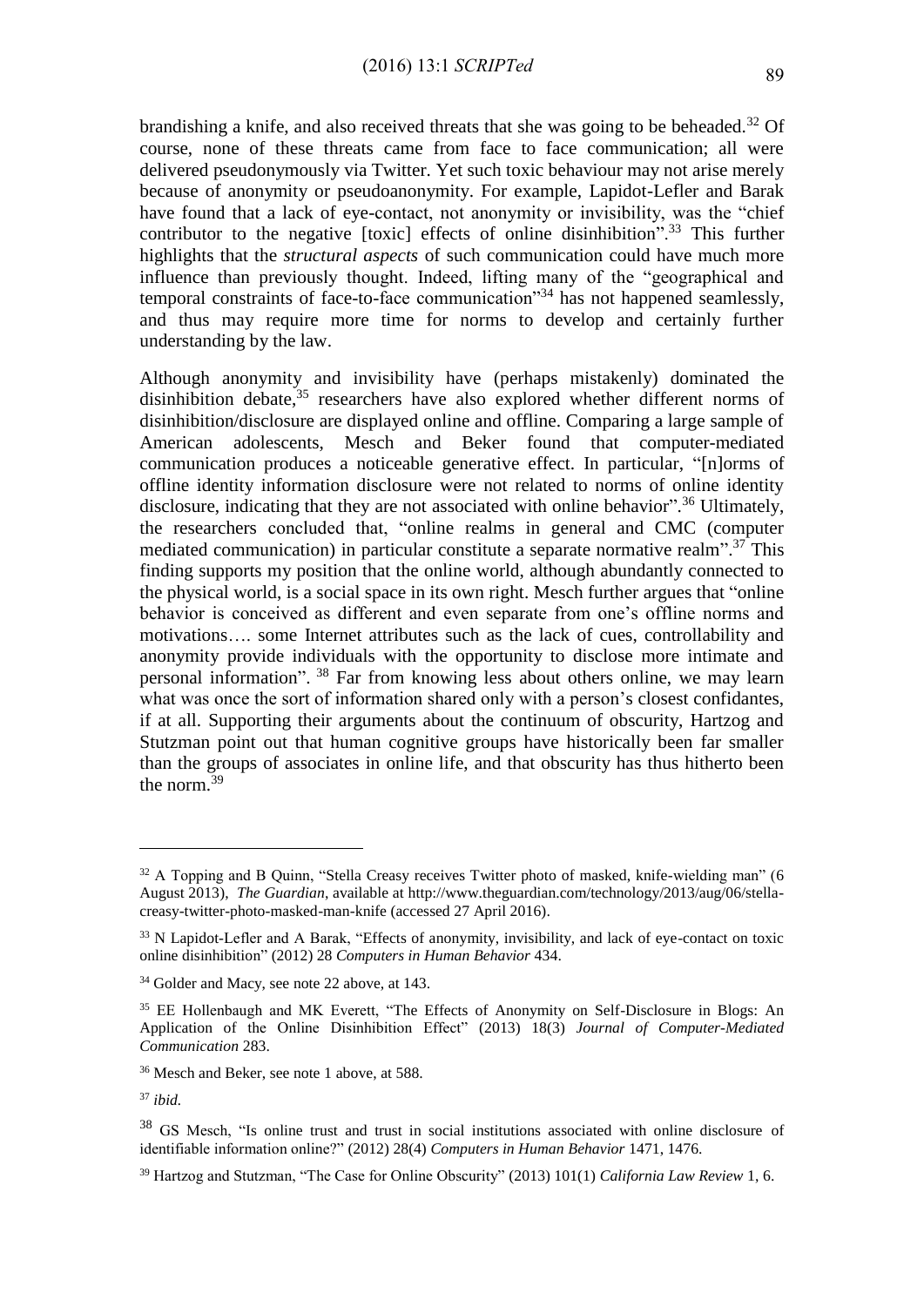brandishing a knife, and also received threats that she was going to be beheaded.[32] Of course, none of these threats came from face to face communication; all were delivered pseudonymously via Twitter. Yet such toxic behaviour may not arise merely because of anonymity or pseudoanonymity. For example, Lapidot-Lefler and Barak have found that a lack of eye-contact, not anonymity or invisibility, was the "chief contributor to the negative [toxic] effects of online disinhibition".[33] This further highlights that the *structural aspects* of such communication could have much more influence than previously thought. Indeed, lifting many of the "geographical and temporal constraints of face-to-face communication"[34] has not happened seamlessly, and thus may require more time for norms to develop and certainly further understanding by the law.

Although anonymity and invisibility have (perhaps mistakenly) dominated the disinhibition debate,[35] researchers have also explored whether different norms of disinhibition/disclosure are displayed online and offline. Comparing a large sample of American adolescents, Mesch and Beker found that computer-mediated communication produces a noticeable generative effect. In particular, "[n]orms of offline identity information disclosure were not related to norms of online identity disclosure, indicating that they are not associated with online behavior".[36] Ultimately, the researchers concluded that, "online realms in general and CMC (computer mediated communication) in particular constitute a separate normative realm".[37] This finding supports my position that the online world, although abundantly connected to the physical world, is a social space in its own right. Mesch further argues that "online behavior is conceived as different and even separate from one's offline norms and motivations…. some Internet attributes such as the lack of cues, controllability and anonymity provide individuals with the opportunity to disclose more intimate and personal information". [38] Far from knowing less about others online, we may learn what was once the sort of information shared only with a person's closest confidantes, if at all. Supporting their arguments about the continuum of obscurity, Hartzog and Stutzman point out that human cognitive groups have historically been far smaller than the groups of associates in online life, and that obscurity has thus hitherto been the norm.[39]

---

[32] A Topping and B Quinn, "Stella Creasy receives Twitter photo of masked, knife-wielding man" (6 August 2013), *The Guardian*, available at http://www.theguardian.com/technology/2013/aug/06/stella-creasy-twitter-photo-masked-man-knife (accessed 27 April 2016).

[33] N Lapidot-Lefler and A Barak, "Effects of anonymity, invisibility, and lack of eye-contact on toxic online disinhibition" (2012) 28 *Computers in Human Behavior* 434.

[34] Golder and Macy, see note 22 above, at 143.

[35] EE Hollenbaugh and MK Everett, "The Effects of Anonymity on Self-Disclosure in Blogs: An Application of the Online Disinhibition Effect" (2013) 18(3) *Journal of Computer-Mediated Communication* 283.

[36] Mesch and Beker, see note 1 above, at 588.

[37] *ibid.*

[38] GS Mesch, "Is online trust and trust in social institutions associated with online disclosure of identifiable information online?" (2012) 28(4) *Computers in Human Behavior* 1471, 1476.

[39] Hartzog and Stutzman, "The Case for Online Obscurity" (2013) 101(1) *California Law Review* 1, 6.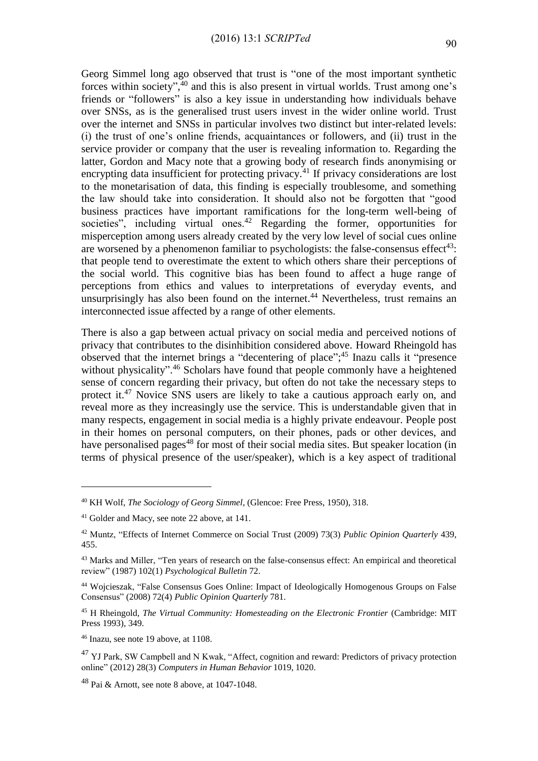Georg Simmel long ago observed that trust is "one of the most important synthetic forces within society",[40] and this is also present in virtual worlds. Trust among one's friends or "followers" is also a key issue in understanding how individuals behave over SNSs, as is the generalised trust users invest in the wider online world. Trust over the internet and SNSs in particular involves two distinct but inter-related levels: (i) the trust of one's online friends, acquaintances or followers, and (ii) trust in the service provider or company that the user is revealing information to. Regarding the latter, Gordon and Macy note that a growing body of research finds anonymising or encrypting data insufficient for protecting privacy.[41] If privacy considerations are lost to the monetarisation of data, this finding is especially troublesome, and something the law should take into consideration. It should also not be forgotten that "good business practices have important ramifications for the long-term well-being of societies", including virtual ones.[42] Regarding the former, opportunities for misperception among users already created by the very low level of social cues online are worsened by a phenomenon familiar to psychologists: the false-consensus effect[43]: that people tend to overestimate the extent to which others share their perceptions of the social world. This cognitive bias has been found to affect a huge range of perceptions from ethics and values to interpretations of everyday events, and unsurprisingly has also been found on the internet.[44] Nevertheless, trust remains an interconnected issue affected by a range of other elements.

There is also a gap between actual privacy on social media and perceived notions of privacy that contributes to the disinhibition considered above. Howard Rheingold has observed that the internet brings a "decentering of place";[45] Inazu calls it "presence without physicality".[46] Scholars have found that people commonly have a heightened sense of concern regarding their privacy, but often do not take the necessary steps to protect it.[47] Novice SNS users are likely to take a cautious approach early on, and reveal more as they increasingly use the service. This is understandable given that in many respects, engagement in social media is a highly private endeavour. People post in their homes on personal computers, on their phones, pads or other devices, and have personalised pages[48] for most of their social media sites. But speaker location (in terms of physical presence of the user/speaker), which is a key aspect of traditional

---

[40] KH Wolf, *The Sociology of Georg Simmel*, (Glencoe: Free Press, 1950), 318.

[41] Golder and Macy, see note 22 above, at 141.

[42] Muntz, "Effects of Internet Commerce on Social Trust (2009) 73(3) *Public Opinion Quarterly* 439, 455.

[43] Marks and Miller, "Ten years of research on the false-consensus effect: An empirical and theoretical review" (1987) 102(1) *Psychological Bulletin* 72.

[44] Wojcieszak, "False Consensus Goes Online: Impact of Ideologically Homogenous Groups on False Consensus" (2008) 72(4) *Public Opinion Quarterly* 781.

[45] H Rheingold, *The Virtual Community: Homesteading on the Electronic Frontier* (Cambridge: MIT Press 1993), 349.

[46] Inazu, see note 19 above, at 1108.

[47] YJ Park, SW Campbell and N Kwak, "Affect, cognition and reward: Predictors of privacy protection online" (2012) 28(3) *Computers in Human Behavior* 1019, 1020.

[48] Pai & Arnott, see note 8 above, at 1047-1048.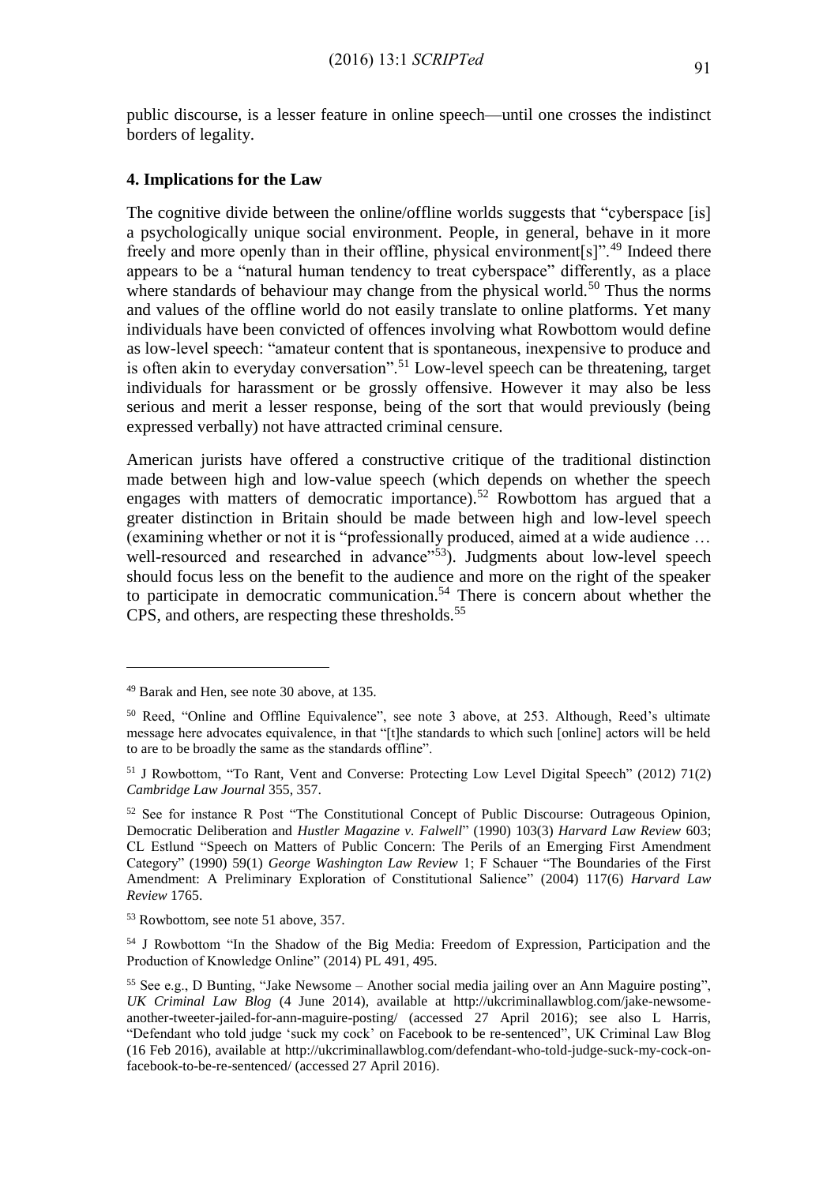public discourse, is a lesser feature in online speech—until one crosses the indistinct borders of legality.

### 4. Implications for the Law

The cognitive divide between the online/offline worlds suggests that "cyberspace [is] a psychologically unique social environment. People, in general, behave in it more freely and more openly than in their offline, physical environment[s]".[49] Indeed there appears to be a "natural human tendency to treat cyberspace" differently, as a place where standards of behaviour may change from the physical world.[50] Thus the norms and values of the offline world do not easily translate to online platforms. Yet many individuals have been convicted of offences involving what Rowbottom would define as low-level speech: "amateur content that is spontaneous, inexpensive to produce and is often akin to everyday conversation".[51] Low-level speech can be threatening, target individuals for harassment or be grossly offensive. However it may also be less serious and merit a lesser response, being of the sort that would previously (being expressed verbally) not have attracted criminal censure.

American jurists have offered a constructive critique of the traditional distinction made between high and low-value speech (which depends on whether the speech engages with matters of democratic importance).[52] Rowbottom has argued that a greater distinction in Britain should be made between high and low-level speech (examining whether or not it is "professionally produced, aimed at a wide audience … well-resourced and researched in advance"[53]). Judgments about low-level speech should focus less on the benefit to the audience and more on the right of the speaker to participate in democratic communication.[54] There is concern about whether the CPS, and others, are respecting these thresholds.[55]

---

[49] Barak and Hen, see note 30 above, at 135.

[50] Reed, "Online and Offline Equivalence", see note 3 above, at 253. Although, Reed's ultimate message here advocates equivalence, in that "[t]he standards to which such [online] actors will be held to are to be broadly the same as the standards offline".

[51] J Rowbottom, "To Rant, Vent and Converse: Protecting Low Level Digital Speech" (2012) 71(2) *Cambridge Law Journal* 355, 357.

[52] See for instance R Post "The Constitutional Concept of Public Discourse: Outrageous Opinion, Democratic Deliberation and *Hustler Magazine v. Falwell*" (1990) 103(3) *Harvard Law Review* 603; CL Estlund "Speech on Matters of Public Concern: The Perils of an Emerging First Amendment Category" (1990) 59(1) *George Washington Law Review* 1; F Schauer "The Boundaries of the First Amendment: A Preliminary Exploration of Constitutional Salience" (2004) 117(6) *Harvard Law Review* 1765.

[53] Rowbottom, see note 51 above, 357.

[54] J Rowbottom "In the Shadow of the Big Media: Freedom of Expression, Participation and the Production of Knowledge Online" (2014) PL 491, 495.

[55] See e.g., D Bunting, "Jake Newsome – Another social media jailing over an Ann Maguire posting", *UK Criminal Law Blog* (4 June 2014), available at http://ukcriminallawblog.com/jake-newsome-another-tweeter-jailed-for-ann-maguire-posting/ (accessed 27 April 2016); see also L Harris, "Defendant who told judge 'suck my cock' on Facebook to be re-sentenced", UK Criminal Law Blog (16 Feb 2016), available at http://ukcriminallawblog.com/defendant-who-told-judge-suck-my-cock-on-facebook-to-be-re-sentenced/ (accessed 27 April 2016).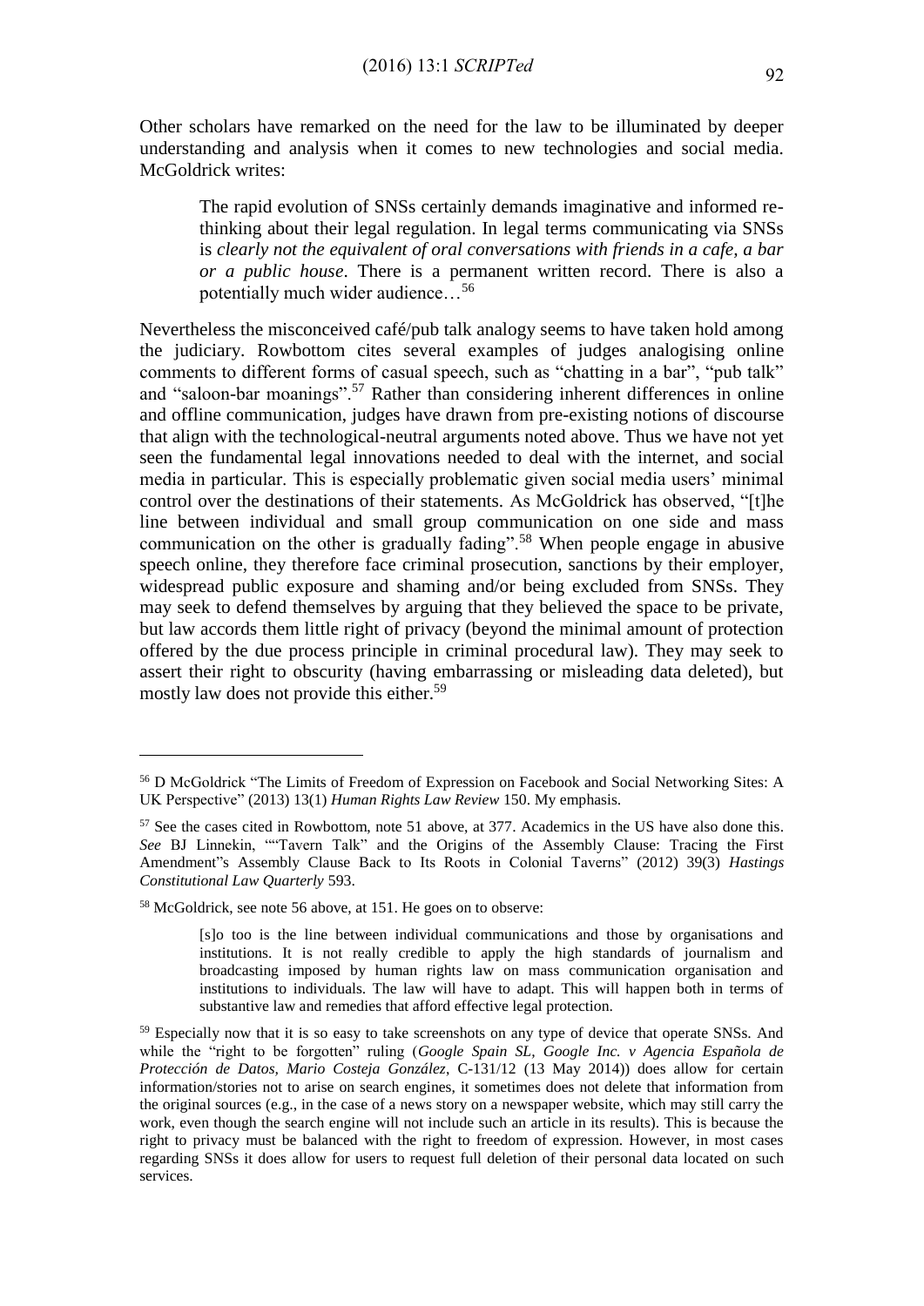Other scholars have remarked on the need for the law to be illuminated by deeper understanding and analysis when it comes to new technologies and social media. McGoldrick writes:

> The rapid evolution of SNSs certainly demands imaginative and informed re-thinking about their legal regulation. In legal terms communicating via SNSs is *clearly not the equivalent of oral conversations with friends in a cafe, a bar or a public house*. There is a permanent written record. There is also a potentially much wider audience…[56]

Nevertheless the misconceived café/pub talk analogy seems to have taken hold among the judiciary. Rowbottom cites several examples of judges analogising online comments to different forms of casual speech, such as "chatting in a bar", "pub talk" and "saloon-bar moanings".[57] Rather than considering inherent differences in online and offline communication, judges have drawn from pre-existing notions of discourse that align with the technological-neutral arguments noted above. Thus we have not yet seen the fundamental legal innovations needed to deal with the internet, and social media in particular. This is especially problematic given social media users' minimal control over the destinations of their statements. As McGoldrick has observed, "[t]he line between individual and small group communication on one side and mass communication on the other is gradually fading".[58] When people engage in abusive speech online, they therefore face criminal prosecution, sanctions by their employer, widespread public exposure and shaming and/or being excluded from SNSs. They may seek to defend themselves by arguing that they believed the space to be private, but law accords them little right of privacy (beyond the minimal amount of protection offered by the due process principle in criminal procedural law). They may seek to assert their right to obscurity (having embarrassing or misleading data deleted), but mostly law does not provide this either.[59]

---

[56] D McGoldrick "The Limits of Freedom of Expression on Facebook and Social Networking Sites: A UK Perspective" (2013) 13(1) *Human Rights Law Review* 150. My emphasis.

[57] See the cases cited in Rowbottom, note 51 above, at 377. Academics in the US have also done this. *See* BJ Linnekin, ""Tavern Talk" and the Origins of the Assembly Clause: Tracing the First Amendment"s Assembly Clause Back to Its Roots in Colonial Taverns" (2012) 39(3) *Hastings Constitutional Law Quarterly* 593.

[58] McGoldrick, see note 56 above, at 151. He goes on to observe:

> [s]o too is the line between individual communications and those by organisations and institutions. It is not really credible to apply the high standards of journalism and broadcasting imposed by human rights law on mass communication organisation and institutions to individuals. The law will have to adapt. This will happen both in terms of substantive law and remedies that afford effective legal protection.

[59] Especially now that it is so easy to take screenshots on any type of device that operate SNSs. And while the "right to be forgotten" ruling (*Google Spain SL, Google Inc. v Agencia Española de Protección de Datos, Mario Costeja González*, C-131/12 (13 May 2014)) does allow for certain information/stories not to arise on search engines, it sometimes does not delete that information from the original sources (e.g., in the case of a news story on a newspaper website, which may still carry the work, even though the search engine will not include such an article in its results). This is because the right to privacy must be balanced with the right to freedom of expression. However, in most cases regarding SNSs it does allow for users to request full deletion of their personal data located on such services.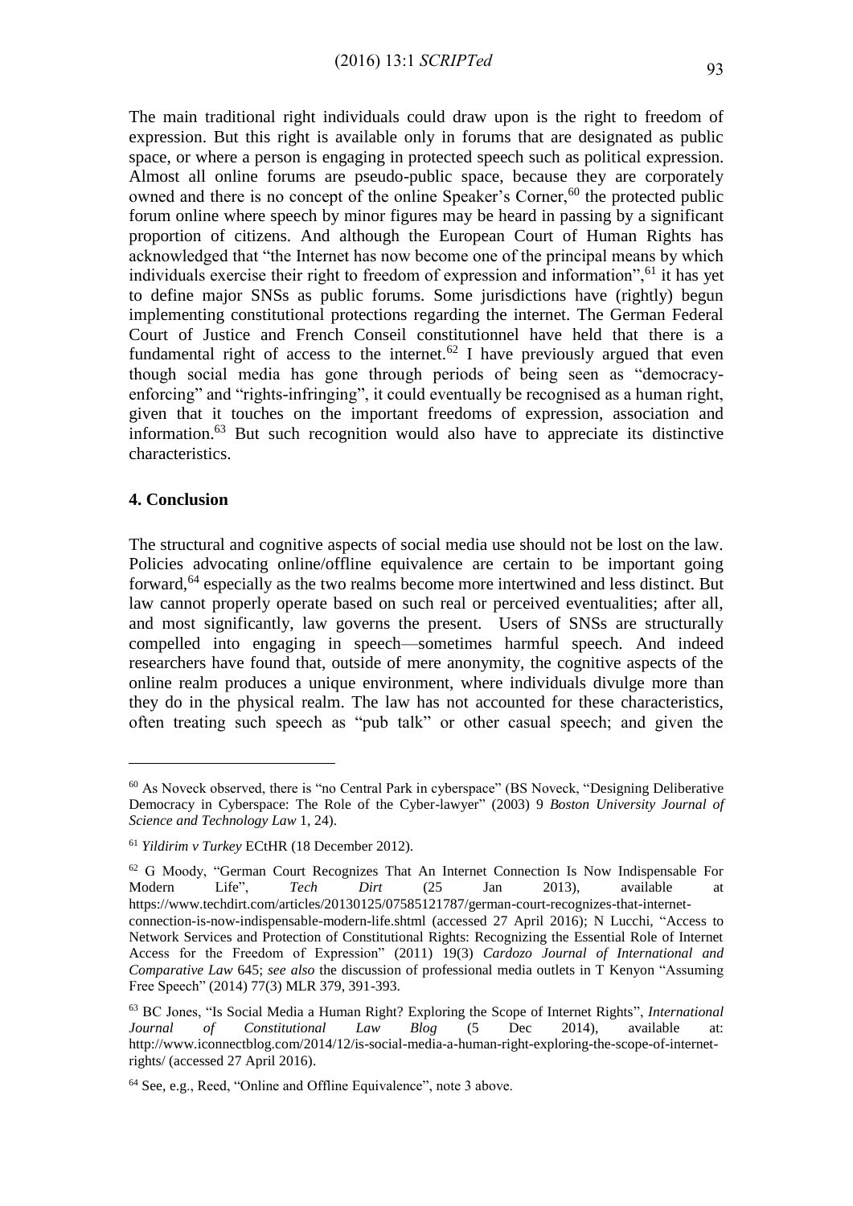The main traditional right individuals could draw upon is the right to freedom of expression. But this right is available only in forums that are designated as public space, or where a person is engaging in protected speech such as political expression. Almost all online forums are pseudo-public space, because they are corporately owned and there is no concept of the online Speaker's Corner,[60] the protected public forum online where speech by minor figures may be heard in passing by a significant proportion of citizens. And although the European Court of Human Rights has acknowledged that "the Internet has now become one of the principal means by which individuals exercise their right to freedom of expression and information",[61] it has yet to define major SNSs as public forums. Some jurisdictions have (rightly) begun implementing constitutional protections regarding the internet. The German Federal Court of Justice and French Conseil constitutionnel have held that there is a fundamental right of access to the internet.[62] I have previously argued that even though social media has gone through periods of being seen as "democracy-enforcing" and "rights-infringing", it could eventually be recognised as a human right, given that it touches on the important freedoms of expression, association and information.[63] But such recognition would also have to appreciate its distinctive characteristics.

## 4. Conclusion

The structural and cognitive aspects of social media use should not be lost on the law. Policies advocating online/offline equivalence are certain to be important going forward,[64] especially as the two realms become more intertwined and less distinct. But law cannot properly operate based on such real or perceived eventualities; after all, and most significantly, law governs the present. Users of SNSs are structurally compelled into engaging in speech—sometimes harmful speech. And indeed researchers have found that, outside of mere anonymity, the cognitive aspects of the online realm produces a unique environment, where individuals divulge more than they do in the physical realm. The law has not accounted for these characteristics, often treating such speech as "pub talk" or other casual speech; and given the

---

[60] As Noveck observed, there is "no Central Park in cyberspace" (BS Noveck, "Designing Deliberative Democracy in Cyberspace: The Role of the Cyber-lawyer" (2003) 9 *Boston University Journal of Science and Technology Law* 1, 24).

[61] *Yildirim v Turkey* ECtHR (18 December 2012).

[62] G Moody, "German Court Recognizes That An Internet Connection Is Now Indispensable For Modern Life", *Tech Dirt* (25 Jan 2013), available at https://www.techdirt.com/articles/20130125/07585121787/german-court-recognizes-that-internet-connection-is-now-indispensable-modern-life.shtml (accessed 27 April 2016); N Lucchi, "Access to Network Services and Protection of Constitutional Rights: Recognizing the Essential Role of Internet Access for the Freedom of Expression" (2011) 19(3) *Cardozo Journal of International and Comparative Law* 645; *see also* the discussion of professional media outlets in T Kenyon "Assuming Free Speech" (2014) 77(3) MLR 379, 391-393.

[63] BC Jones, "Is Social Media a Human Right? Exploring the Scope of Internet Rights", *International Journal of Constitutional Law Blog* (5 Dec 2014), available at: http://www.iconnectblog.com/2014/12/is-social-media-a-human-right-exploring-the-scope-of-internet-rights/ (accessed 27 April 2016).

[64] See, e.g., Reed, "Online and Offline Equivalence", note 3 above.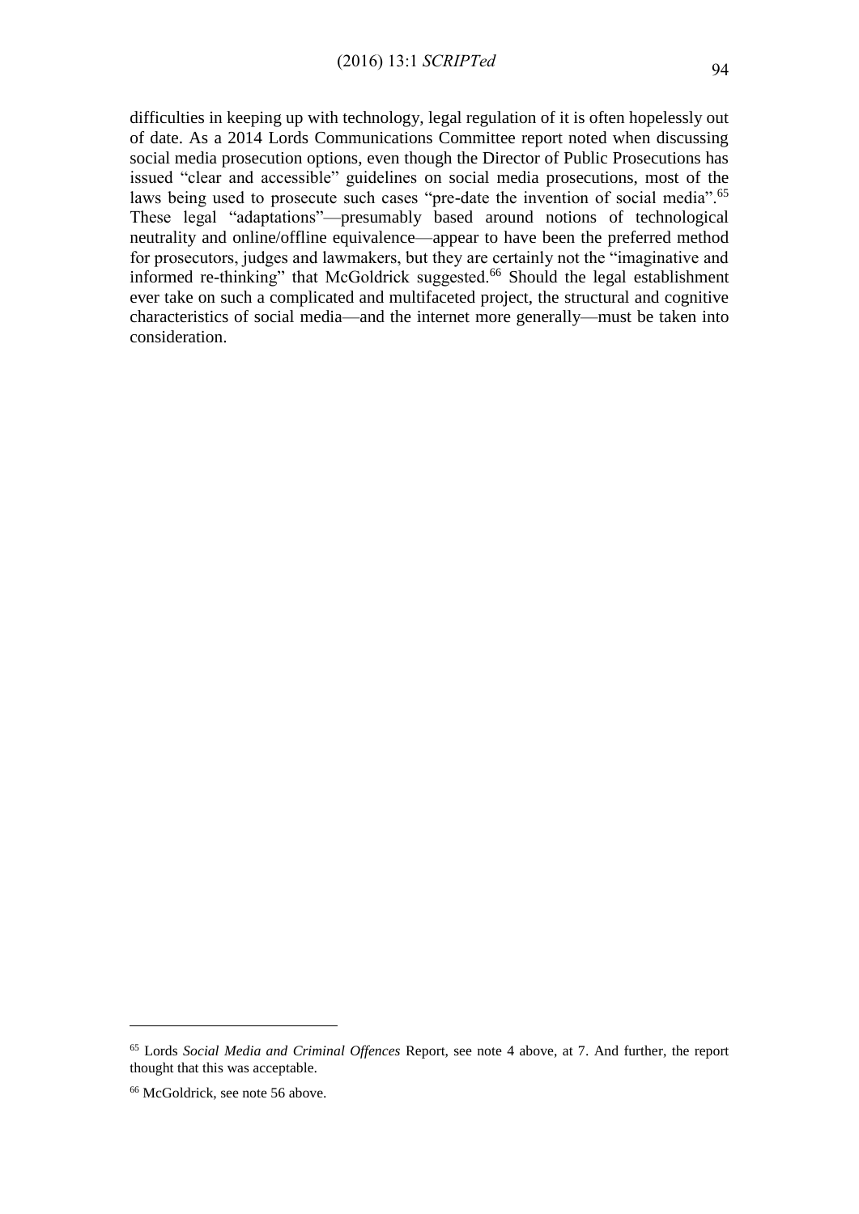difficulties in keeping up with technology, legal regulation of it is often hopelessly out of date. As a 2014 Lords Communications Committee report noted when discussing social media prosecution options, even though the Director of Public Prosecutions has issued "clear and accessible" guidelines on social media prosecutions, most of the laws being used to prosecute such cases "pre-date the invention of social media".[65] These legal "adaptations"—presumably based around notions of technological neutrality and online/offline equivalence—appear to have been the preferred method for prosecutors, judges and lawmakers, but they are certainly not the "imaginative and informed re-thinking" that McGoldrick suggested.[66] Should the legal establishment ever take on such a complicated and multifaceted project, the structural and cognitive characteristics of social media—and the internet more generally—must be taken into consideration.

---

[65] Lords *Social Media and Criminal Offences* Report, see note 4 above, at 7. And further, the report thought that this was acceptable.

[66] McGoldrick, see note 56 above.